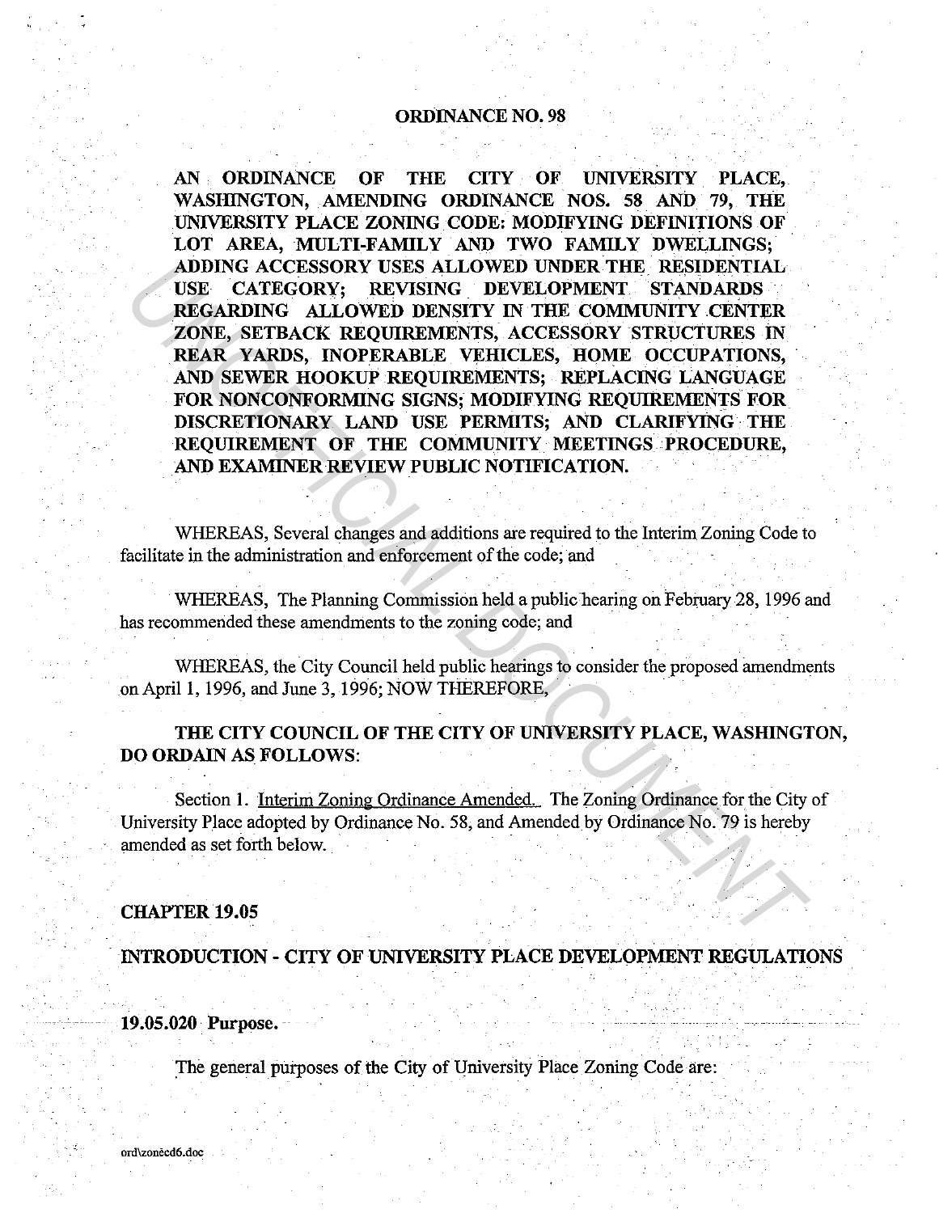# ORDINANCE NO. 98

**AN ORDINANCE OF THE CITY OF UNIVERSITY PLACE, WASHINGTON, AMENDING ORDINANCE NOS. 58 AND 79, THE UNIVERSITY PLACE ZONING CODE: MODIFYING DEFINITIONS OF LOT AREA, MULTI-FAMILY AND TWO FAMILY DWELLINGS; ADDING ACCESSORY USES ALLOWED UNDER THE RESIDENTIAL USE CATEGORY; REVISING DEVELOPMENT STANDARDS REGARDING ALLOWED DENSITY IN THE COMMUNITY CENTER ZONE, SETBACK REQUIREMENTS, ACCESSORY STRUCTURES IN REAR YARDS, INOPERABLE VEHICLES, HOME OCCUPATIONS, AND SEWER HOOKUP REQUIREMENTS; REPLACING LANGUAGE FOR NONCONFORMING SIGNS; MODIFYING REQUIREMENTS FOR DISCRETIONARY LAND USE PERMITS; AND CLARIFYING THE REQUIREMENT OF THE COMMUNITY MEETINGS PROCEDURE, AND EXAMINER REVIEW PUBLIC NOTIFICATION.**

WHEREAS, Several changes and additions are required to the Interim Zoning Code to facilitate in the administration and enforcement of the code; and

WHEREAS, The Planning Commission held a public hearing on February 28, 1996 and has recommended these amendments to the zoning code; and

WHEREAS, the City Council held public hearings to consider the proposed amendments on April 1, 1996, and June 3, 1996; NOW THEREFORE,

**THE CITY COUNCIL OF THE CITY OF UNIVERSITY PLACE, WASHINGTON, DO ORDAIN AS FOLLOWS:**

Section 1. Interim Zoning Ordinance Amended. The Zoning Ordinance for the City of University Place adopted by Ordinance No. 58, and Amended by Ordinance No. 79 is hereby amended as set forth below.

## CHAPTER 19.05

## INTRODUCTION - CITY OF UNIVERSITY PLACE DEVELOPMENT REGULATIONS

### 19.05.020 Purpose.

The general purposes of the City of University Place Zoning Code are: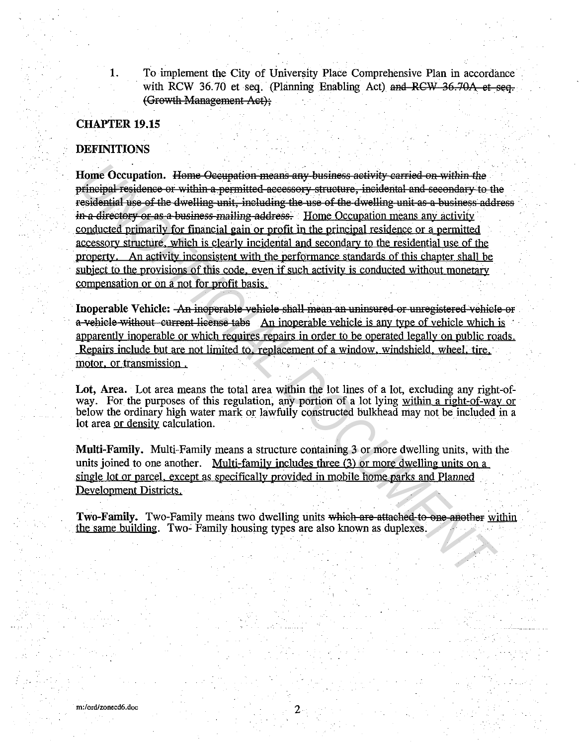1. To implement the City of University Place Comprehensive Plan in accordance with RCW 36.70 et seq. (Planning Enabling Act) ~~and RCW 36.70A et seq. (Growth Management Act);~~

## CHAPTER 19.15

## DEFINITIONS

**Home Occupation.** ~~Home Occupation means any business activity carried on within the principal residence or within a permitted accessory structure, incidental and secondary to the residential use of the dwelling unit, including the use of the dwelling unit as a business address in a directory or as a business mailing address.~~ <u>Home Occupation means any activity conducted primarily for financial gain or profit in the principal residence or a permitted accessory structure, which is clearly incidental and secondary to the residential use of the property. An activity inconsistent with the performance standards of this chapter shall be subject to the provisions of this code, even if such activity is conducted without monetary compensation or on a not for profit basis.</u>

**Inoperable Vehicle:** ~~An inoperable vehicle shall mean an uninsured or unregistered vehicle or a vehicle without current license tabs~~ <u>An inoperable vehicle is any type of vehicle which is apparently inoperable or which requires repairs in order to be operated legally on public roads. Repairs include but are not limited to, replacement of a window, windshield, wheel, tire, motor, or transmission .</u>

**Lot, Area.** Lot area means the total area within the lot lines of a lot, excluding any right-of-way. For the purposes of this regulation, any portion of a lot lying <u>within a right-of-way or</u> below the ordinary high water mark or lawfully constructed bulkhead may not be included in a lot area <u>or density</u> calculation.

**Multi-Family.** Multi-Family means a structure containing 3 or more dwelling units, with the units joined to one another. <u>Multi-family includes three (3) or more dwelling units on a single lot or parcel, except as specifically provided in mobile home parks and Planned Development Districts.</u>

**Two-Family.** Two-Family means two dwelling units ~~which are attached to one another~~ <u>within the same building</u>. Two- Family housing types are also known as duplexes.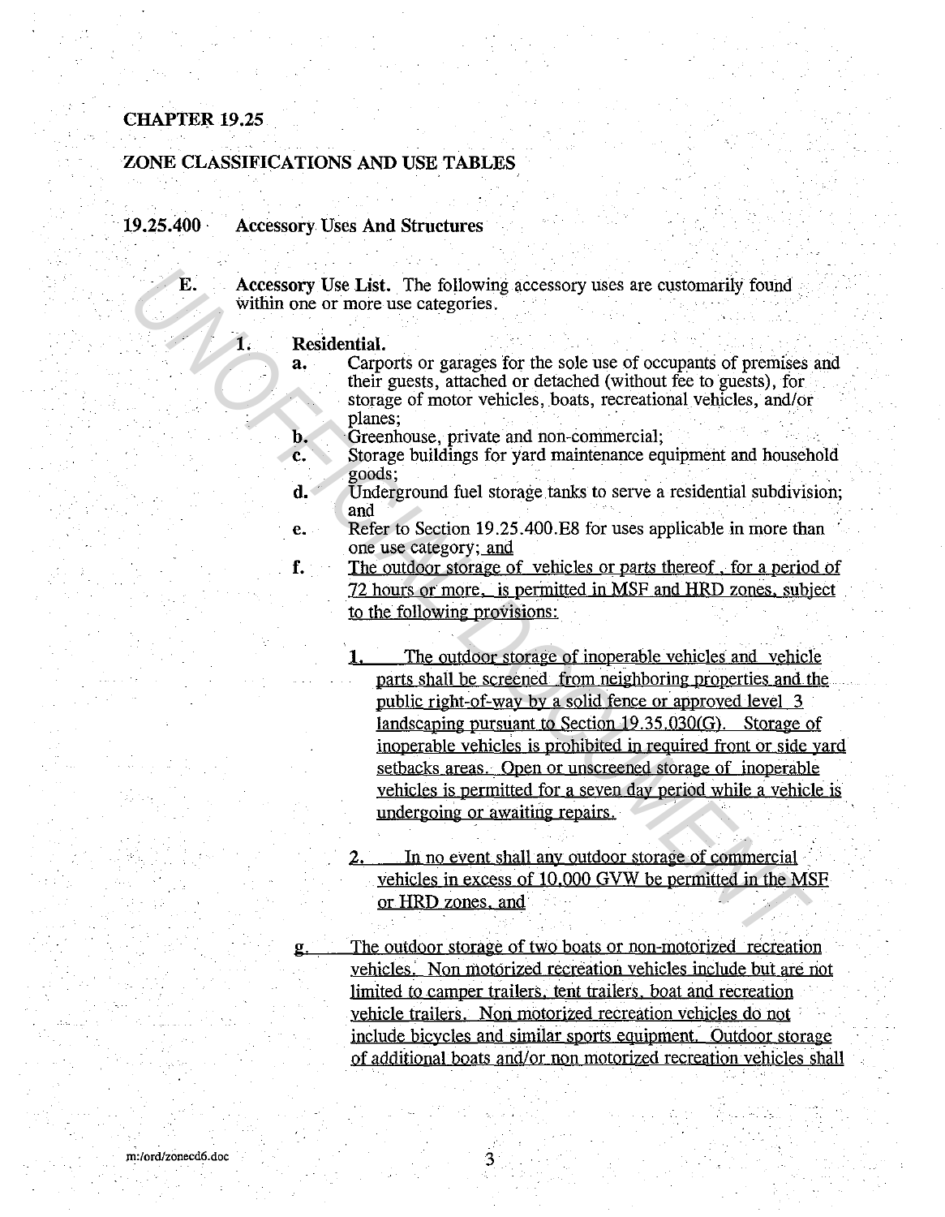**CHAPTER 19.25**

**ZONE CLASSIFICATIONS AND USE TABLES**

**19.25.400 Accessory Uses And Structures**

**E. Accessory Use List.** The following accessory uses are customarily found within one or more use categories.

**1. Residential.**

**a.** Carports or garages for the sole use of occupants of premises and their guests, attached or detached (without fee to guests), for storage of motor vehicles, boats, recreational vehicles, and/or planes;

**b.** Greenhouse, private and non-commercial;

**c.** Storage buildings for yard maintenance equipment and household goods;

**d.** Underground fuel storage tanks to serve a residential subdivision; and

**e.** Refer to Section 19.25.400.E8 for uses applicable in more than one use category; and

**f.** The outdoor storage of vehicles or parts thereof , for a period of 72 hours or more, is permitted in MSF and HRD zones, subject to the following provisions:

1. The outdoor storage of inoperable vehicles and vehicle parts shall be screened from neighboring properties and the public right-of-way by a solid fence or approved level 3 landscaping pursuant to Section 19.35.030(G). Storage of inoperable vehicles is prohibited in required front or side yard setbacks areas. Open or unscreened storage of inoperable vehicles is permitted for a seven day period while a vehicle is undergoing or awaiting repairs.

2. In no event shall any outdoor storage of commercial vehicles in excess of 10,000 GVW be permitted in the MSF or HRD zones, and

g. The outdoor storage of two boats or non-motorized recreation vehicles. Non motorized recreation vehicles include but are not limited to camper trailers, tent trailers, boat and recreation vehicle trailers. Non motorized recreation vehicles do not include bicycles and similar sports equipment. Outdoor storage of additional boats and/or non motorized recreation vehicles shall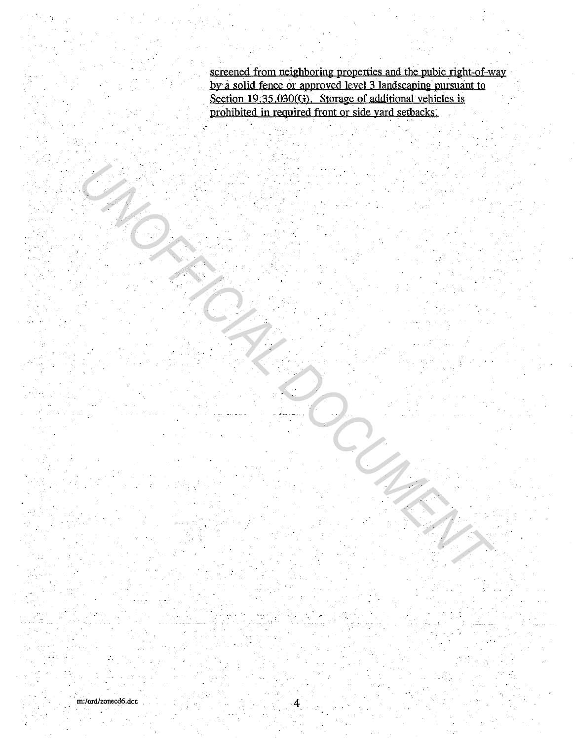screened from neighboring properties and the pubic right-of-way by a solid fence or approved level 3 landscaping pursuant to Section 19.35.030(G). Storage of additional vehicles is prohibited in required front or side yard setbacks.

m:/ord/zonecd6.doc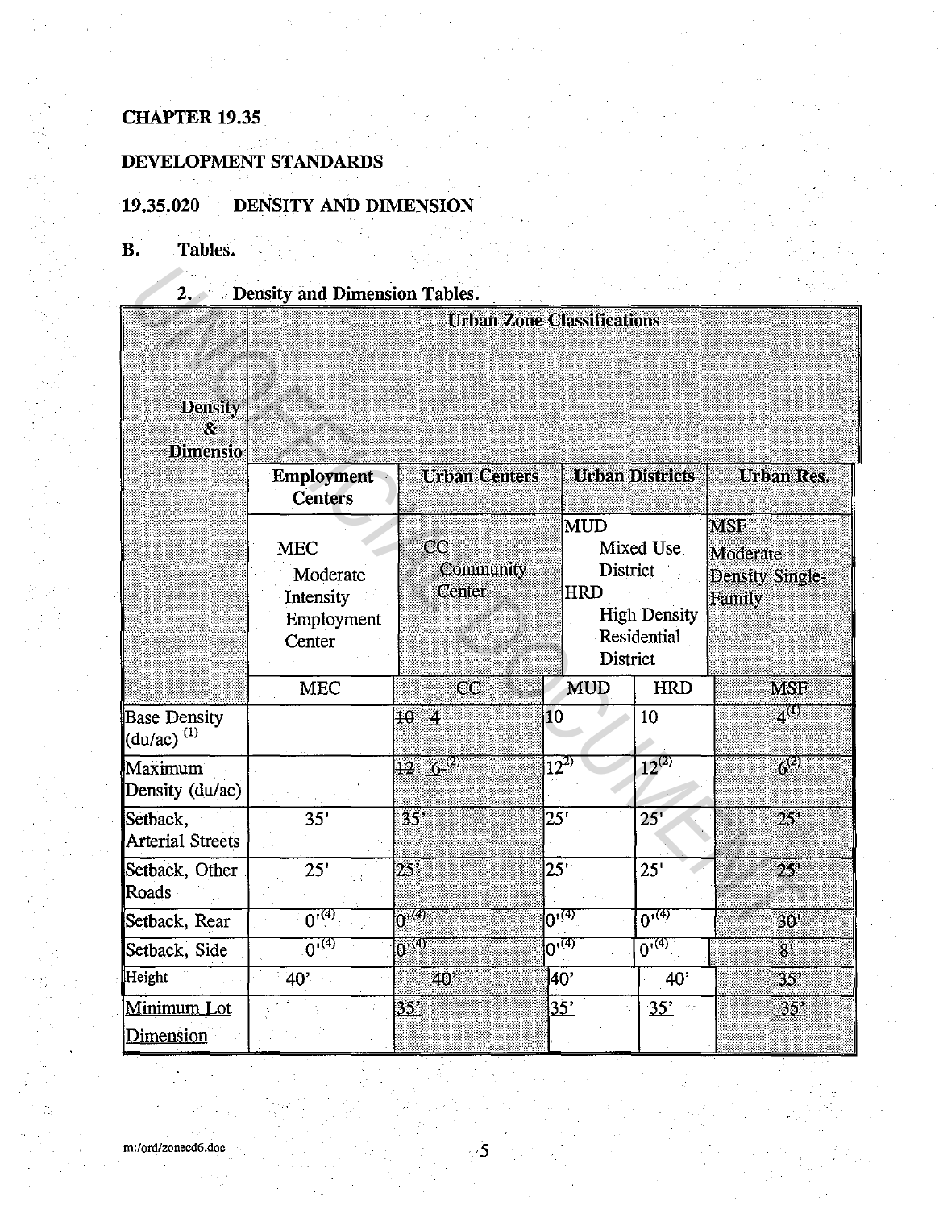CHAPTER 19.35

DEVELOPMENT STANDARDS

19.35.020 DENSITY AND DIMENSION

B. Tables.

2. Density and Dimension Tables.

| Density & Dimensio | Urban Zone Classifications | | | | |
|---|---|---|---|---|---|
| | Employment Centers | Urban Centers | Urban Districts | | Urban Res. |
| | MEC Moderate Intensity Employment Center | CC Community Center | MUD Mixed Use District HRD High Density Residential District | | MSF Moderate Density Single-Family |
| | MEC | CC | MUD | HRD | MSF |
| Base Density (du/ac) [1] | | ~~10~~ 4 | 10 | 10 | 4[1] |
| Maximum Density (du/ac) | | ~~12~~ 6[2] | 12[2] | 12[2] | 6[2] |
| Setback, Arterial Streets | 35' | 35' | 25' | 25' | 25' |
| Setback, Other Roads | 25' | 25' | 25' | 25' | 25' |
| Setback, Rear | 0'[4] | 0'[4] | 0'[4] | 0'[4] | 30' |
| Setback, Side | 0'[4] | 0'[4] | 0'[4] | 0'[4] | 8' |
| Height | 40' | 40' | 40' | 40' | 35' |
| Minimum Lot Dimension | | 35' | 35' | 35' | 35' |

m:/ord/zonecd6.doc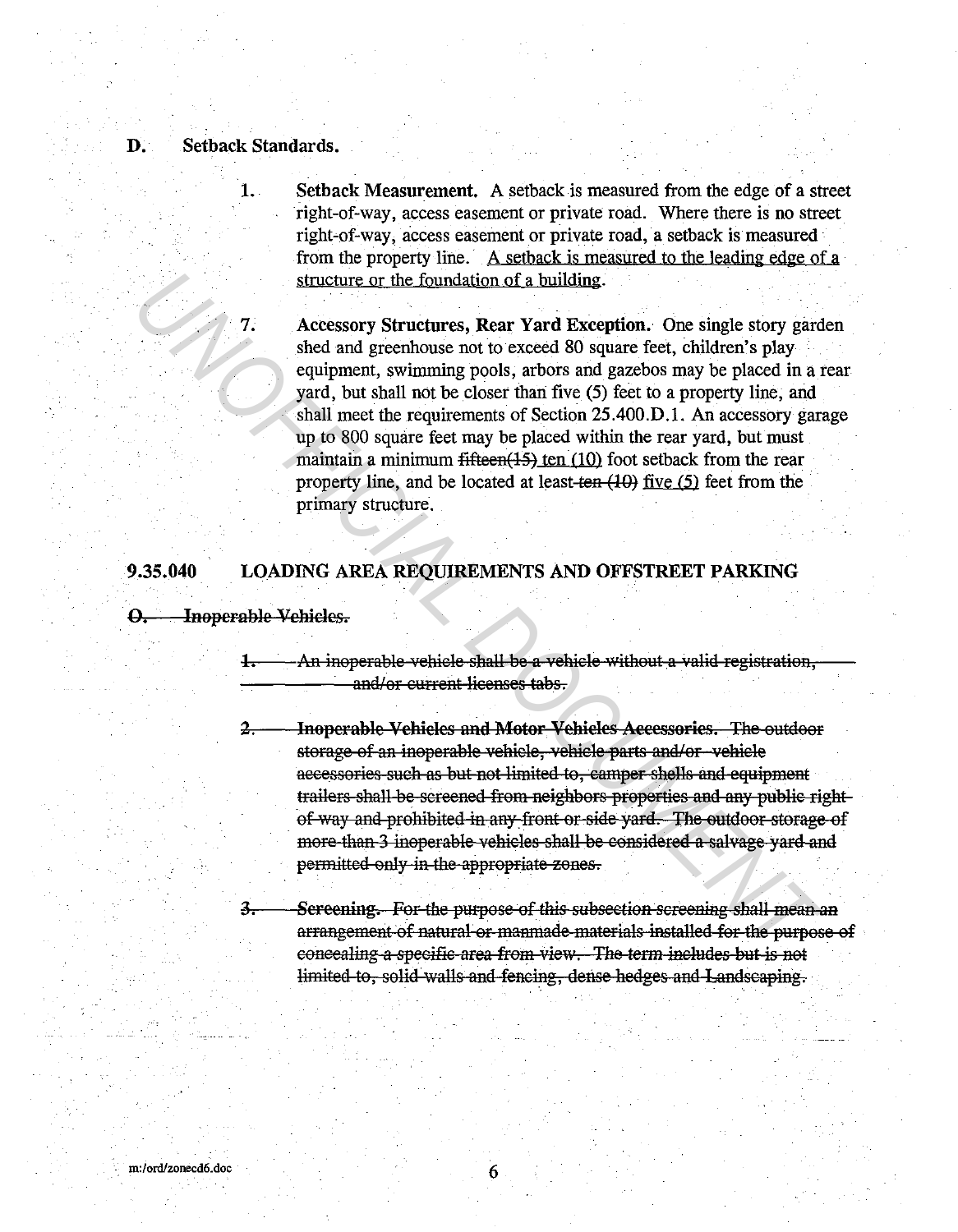**D. Setback Standards.**

1. **Setback Measurement.** A setback is measured from the edge of a street right-of-way, access easement or private road. Where there is no street right-of-way, access easement or private road, a setback is measured from the property line. <u>A setback is measured to the leading edge of a structure or the foundation of a building</u>.

7. **Accessory Structures, Rear Yard Exception.** One single story garden shed and greenhouse not to exceed 80 square feet, children's play equipment, swimming pools, arbors and gazebos may be placed in a rear yard, but shall not be closer than five (5) feet to a property line, and shall meet the requirements of Section 25.400.D.1. An accessory garage up to 800 square feet may be placed within the rear yard, but must maintain a minimum ~~fifteen(15)~~ <u>ten (10)</u> foot setback from the rear property line, and be located at least ~~ten (10)~~ <u>five (5)</u> feet from the primary structure.

## 9.35.040 LOADING AREA REQUIREMENTS AND OFFSTREET PARKING

~~**O. Inoperable Vehicles.**~~

~~1. An inoperable vehicle shall be a vehicle without a valid registration, and/or current licenses tabs.~~

~~2. **Inoperable Vehicles and Motor Vehicles Accessories.** The outdoor storage of an inoperable vehicle, vehicle parts and/or vehicle accessories such as but not limited to, camper shells and equipment trailers shall be screened from neighbors properties and any public right-of-way and prohibited in any front or side yard. The outdoor storage of more than 3 inoperable vehicles shall be considered a salvage yard and permitted only in the appropriate zones.~~

~~3. **Screening.** For the purpose of this subsection screening shall mean an arrangement of natural or manmade materials installed for the purpose of concealing a specific area from view. The term includes but is not limited to, solid walls and fencing, dense hedges and Landscaping.~~

m:/ord/zonecd6.doc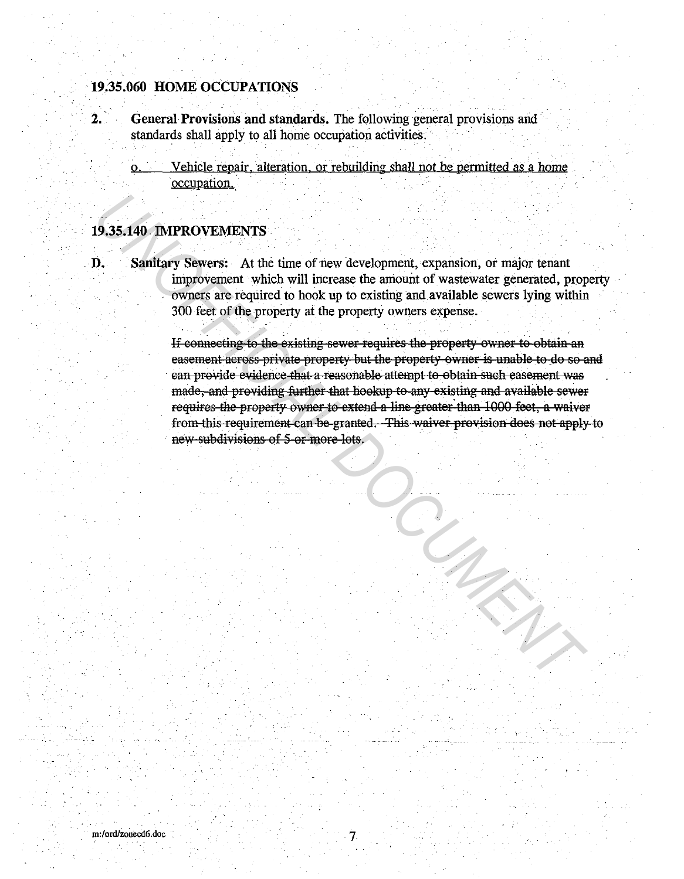### 19.35.060 HOME OCCUPATIONS

2. **General Provisions and standards.** The following general provisions and standards shall apply to all home occupation activities.

   <u>o. Vehicle repair, alteration, or rebuilding shall not be permitted as a home occupation.</u>

### 19.35.140 IMPROVEMENTS

D. **Sanitary Sewers:** At the time of new development, expansion, or major tenant improvement which will increase the amount of wastewater generated, property owners are required to hook up to existing and available sewers lying within 300 feet of the property at the property owners expense.

   ~~If connecting to the existing sewer requires the property owner to obtain an easement across private property but the property owner is unable to do so and can provide evidence that a reasonable attempt to obtain such easement was made, and providing further that hookup to any existing and available sewer requires the property owner to extend a line greater than 1000 feet, a waiver from this requirement can be granted. This waiver provision does not apply to new subdivisions of 5 or more lots.~~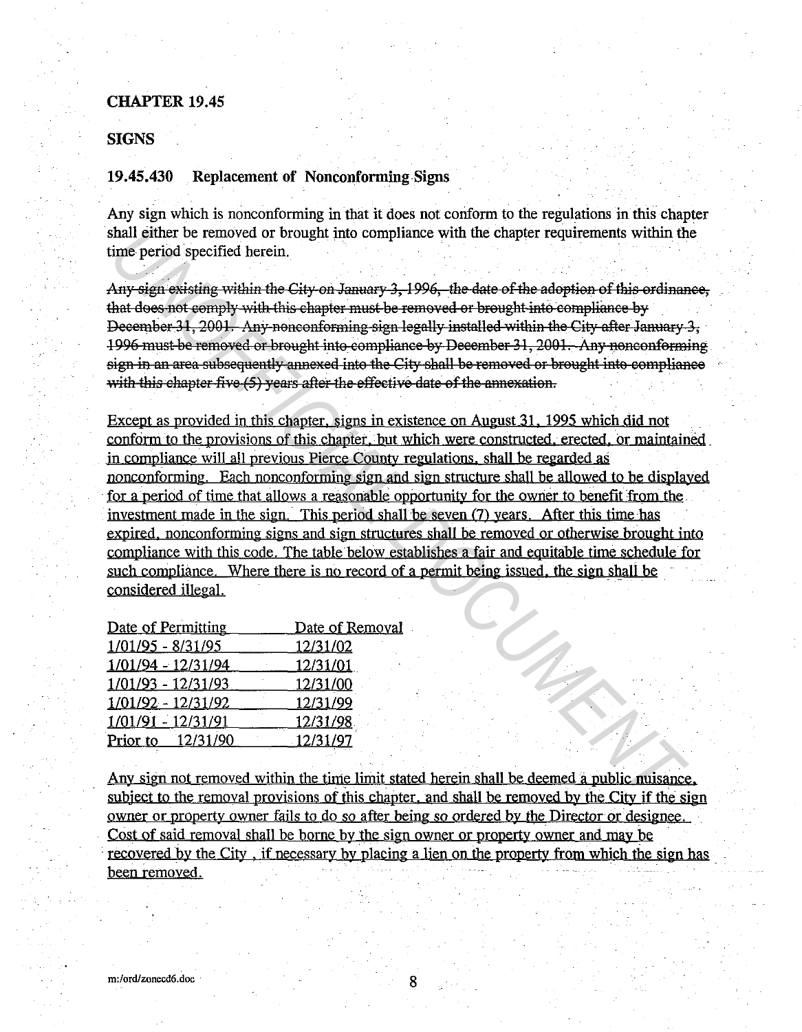**CHAPTER 19.45**

**SIGNS**

**19.45.430 Replacement of Nonconforming Signs**

Any sign which is nonconforming in that it does not conform to the regulations in this chapter shall either be removed or brought into compliance with the chapter requirements within the time period specified herein.

~~Any sign existing within the City on January 3, 1996, the date of the adoption of this ordinance, that does not comply with this chapter must be removed or brought into compliance by December 31, 2001. Any nonconforming sign legally installed within the City after January 3, 1996 must be removed or brought into compliance by December 31, 2001. Any nonconforming sign in an area subsequently annexed into the City shall be removed or brought into compliance with this chapter five (5) years after the effective date of the annexation.~~

<u>Except as provided in this chapter, signs in existence on August 31, 1995 which did not conform to the provisions of this chapter, but which were constructed, erected, or maintained in compliance will all previous Pierce County regulations, shall be regarded as nonconforming. Each nonconforming sign and sign structure shall be allowed to be displayed for a period of time that allows a reasonable opportunity for the owner to benefit from the investment made in the sign. This period shall be seven (7) years. After this time has expired, nonconforming signs and sign structures shall be removed or otherwise brought into compliance with this code. The table below establishes a fair and equitable time schedule for such compliance. Where there is no record of a permit being issued, the sign shall be considered illegal.</u>

| Date of Permitting | Date of Removal |
|---|---|
| 1/01/95 - 8/31/95 | 12/31/02 |
| 1/01/94 - 12/31/94 | 12/31/01 |
| 1/01/93 - 12/31/93 | 12/31/00 |
| 1/01/92 - 12/31/92 | 12/31/99 |
| 1/01/91 - 12/31/91 | 12/31/98 |
| Prior to 12/31/90 | 12/31/97 |

<u>Any sign not removed within the time limit stated herein shall be deemed a public nuisance, subject to the removal provisions of this chapter, and shall be removed by the City if the sign owner or property owner fails to do so after being so ordered by the Director or designee. Cost of said removal shall be borne by the sign owner or property owner and may be recovered by the City , if necessary by placing a lien on the property from which the sign has been removed.</u>

m:/ord/zonecd6.doc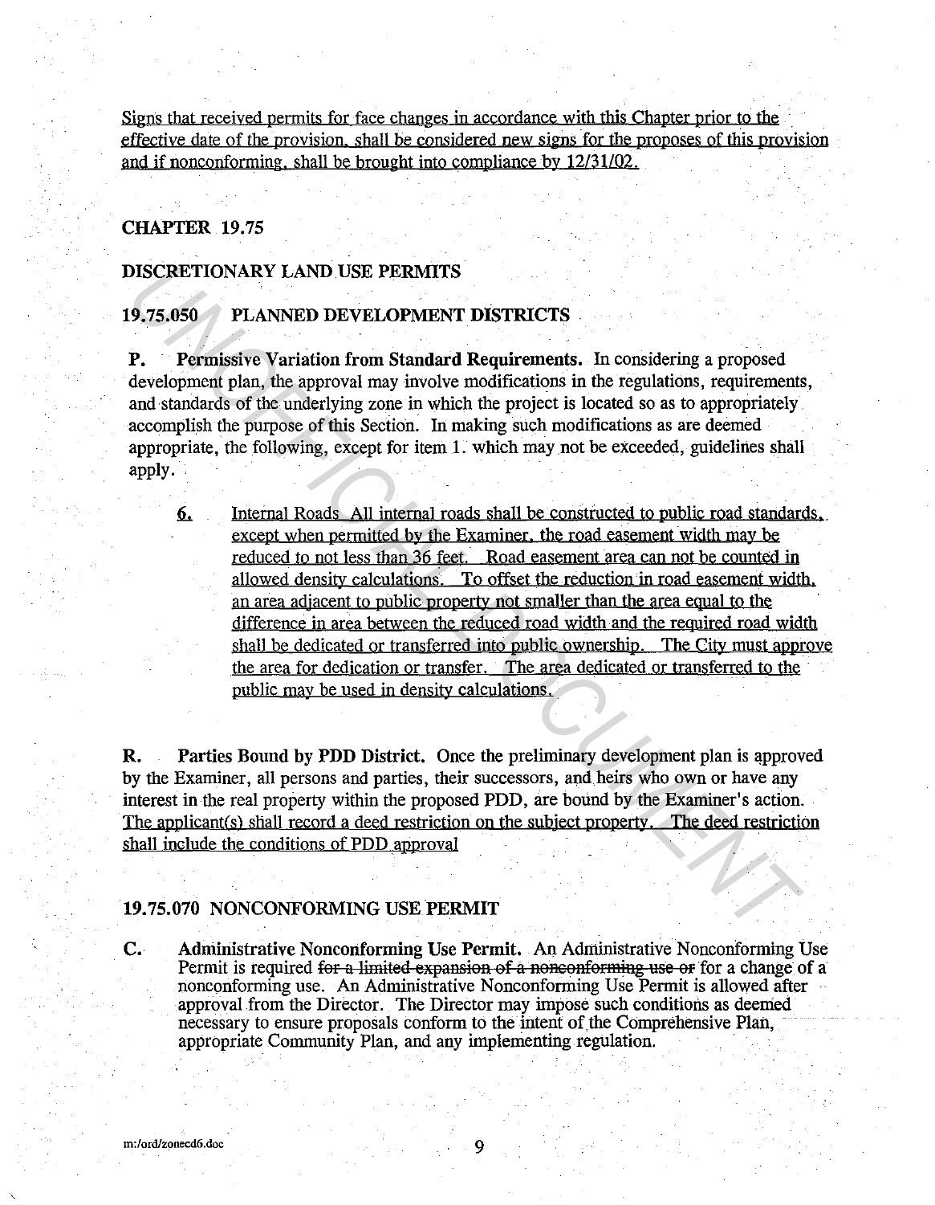Signs that received permits for face changes in accordance with this Chapter prior to the effective date of the provision, shall be considered new signs for the proposes of this provision and if nonconforming, shall be brought into compliance by 12/31/02.

## CHAPTER 19.75

## DISCRETIONARY LAND USE PERMITS

### 19.75.050 PLANNED DEVELOPMENT DISTRICTS

**P. Permissive Variation from Standard Requirements.** In considering a proposed development plan, the approval may involve modifications in the regulations, requirements, and standards of the underlying zone in which the project is located so as to appropriately accomplish the purpose of this Section. In making such modifications as are deemed appropriate, the following, except for item 1. which may not be exceeded, guidelines shall apply.

> 6. Internal Roads All internal roads shall be constructed to public road standards, except when permitted by the Examiner, the road easement width may be reduced to not less than 36 feet. Road easement area can not be counted in allowed density calculations. To offset the reduction in road easement width, an area adjacent to public property not smaller than the area equal to the difference in area between the reduced road width and the required road width shall be dedicated or transferred into public ownership. The City must approve the area for dedication or transfer. The area dedicated or transferred to the public may be used in density calculations.

**R. Parties Bound by PDD District.** Once the preliminary development plan is approved by the Examiner, all persons and parties, their successors, and heirs who own or have any interest in the real property within the proposed PDD, are bound by the Examiner's action. The applicant(s) shall record a deed restriction on the subject property. The deed restriction shall include the conditions of PDD approval

### 19.75.070 NONCONFORMING USE PERMIT

**C. Administrative Nonconforming Use Permit.** An Administrative Nonconforming Use Permit is required ~~for a limited expansion of a nonconforming use or~~ for a change of a nonconforming use. An Administrative Nonconforming Use Permit is allowed after approval from the Director. The Director may impose such conditions as deemed necessary to ensure proposals conform to the intent of the Comprehensive Plan, appropriate Community Plan, and any implementing regulation.

m:/ord/zonecd6.doc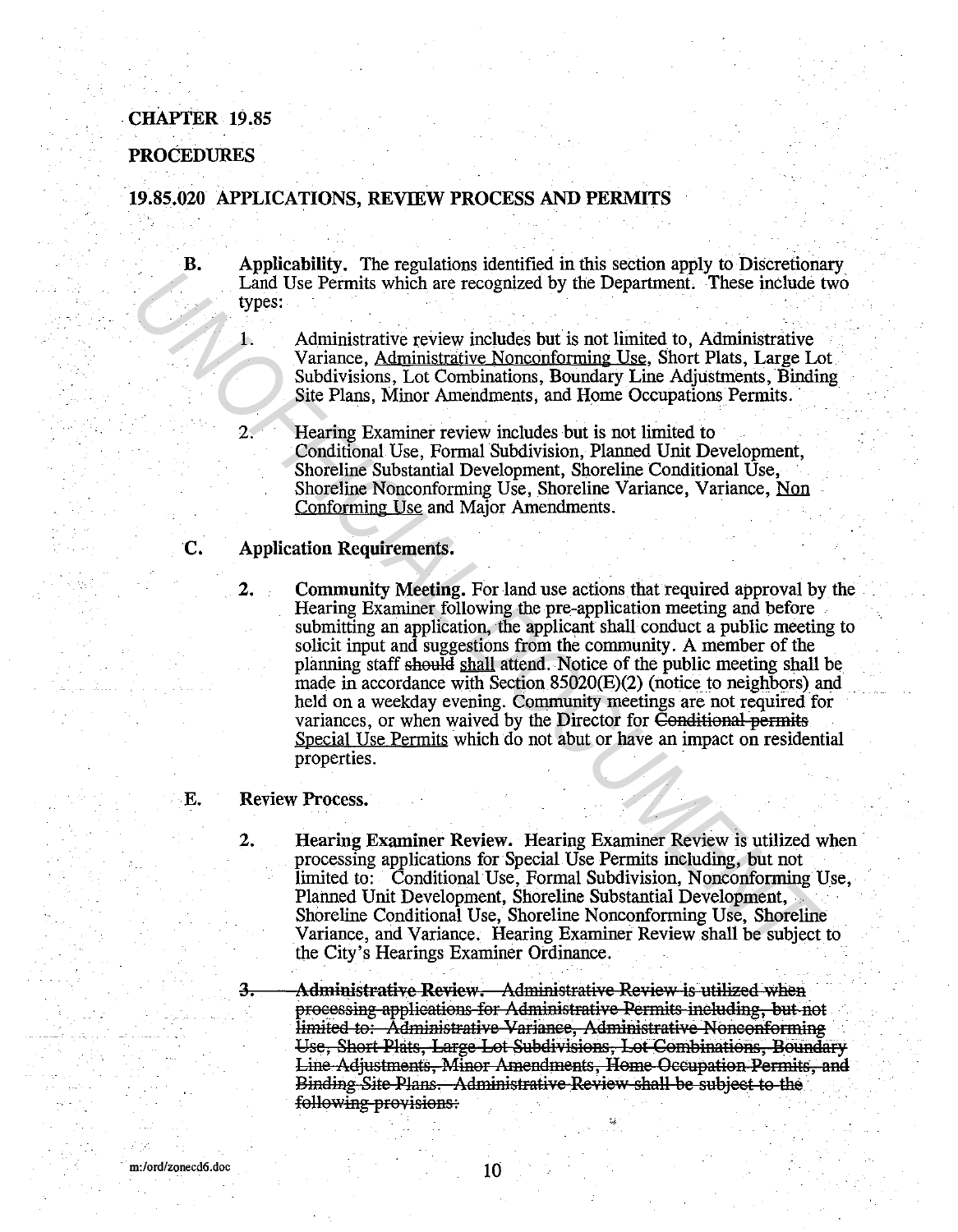CHAPTER 19.85

PROCEDURES

19.85.020 APPLICATIONS, REVIEW PROCESS AND PERMITS

**B.** **Applicability.** The regulations identified in this section apply to Discretionary Land Use Permits which are recognized by the Department. These include two types:

1. Administrative review includes but is not limited to, Administrative Variance, <u>Administrative Nonconforming Use</u>, Short Plats, Large Lot Subdivisions, Lot Combinations, Boundary Line Adjustments, Binding Site Plans, Minor Amendments, and Home Occupations Permits.

2. Hearing Examiner review includes but is not limited to Conditional Use, Formal Subdivision, Planned Unit Development, Shoreline Substantial Development, Shoreline Conditional Use, Shoreline Nonconforming Use, Shoreline Variance, Variance, <u>Non Conforming Use</u> and Major Amendments.

**C.** **Application Requirements.**

**2.** **Community Meeting.** For land use actions that required approval by the Hearing Examiner following the pre-application meeting and before submitting an application, the applicant shall conduct a public meeting to solicit input and suggestions from the community. A member of the planning staff ~~should~~ <u>shall</u> attend. Notice of the public meeting shall be made in accordance with Section 85020(E)(2) (notice to neighbors) and held on a weekday evening. Community meetings are not required for variances, or when waived by the Director for ~~Conditional permits~~ <u>Special Use Permits</u> which do not abut or have an impact on residential properties.

**E.** **Review Process.**

**2.** **Hearing Examiner Review.** Hearing Examiner Review is utilized when processing applications for Special Use Permits including, but not limited to: Conditional Use, Formal Subdivision, Nonconforming Use, Planned Unit Development, Shoreline Substantial Development, Shoreline Conditional Use, Shoreline Nonconforming Use, Shoreline Variance, and Variance. Hearing Examiner Review shall be subject to the City's Hearings Examiner Ordinance.

~~**3.** **Administrative Review.** Administrative Review is utilized when processing applications for Administrative Permits including, but not limited to: Administrative Variance, Administrative Nonconforming Use, Short Plats, Large Lot Subdivisions, Lot Combinations, Boundary Line Adjustments, Minor Amendments, Home Occupation Permits, and Binding Site Plans. Administrative Review shall be subject to the following provisions:~~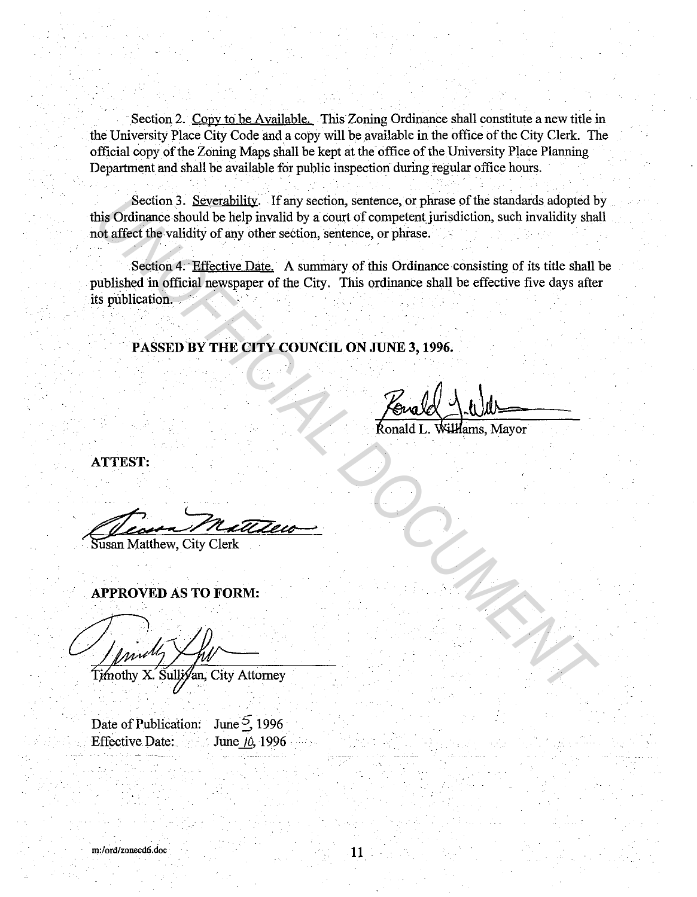Section 2. Copy to be Available. This Zoning Ordinance shall constitute a new title in the University Place City Code and a copy will be available in the office of the City Clerk. The official copy of the Zoning Maps shall be kept at the office of the University Place Planning Department and shall be available for public inspection during regular office hours.

Section 3. Severability. If any section, sentence, or phrase of the standards adopted by this Ordinance should be help invalid by a court of competent jurisdiction, such invalidity shall not affect the validity of any other section, sentence, or phrase.

Section 4. Effective Date. A summary of this Ordinance consisting of its title shall be published in official newspaper of the City. This ordinance shall be effective five days after its publication.

**PASSED BY THE CITY COUNCIL ON JUNE 3, 1996.**

Ronald L. Williams, Mayor

**ATTEST:**

Susan Matthew, City Clerk

**APPROVED AS TO FORM:**

Timothy X. Sullivan, City Attorney

Date of Publication: June 5, 1996
Effective Date: June 10, 1996

m:/ord/zonecd6.doc